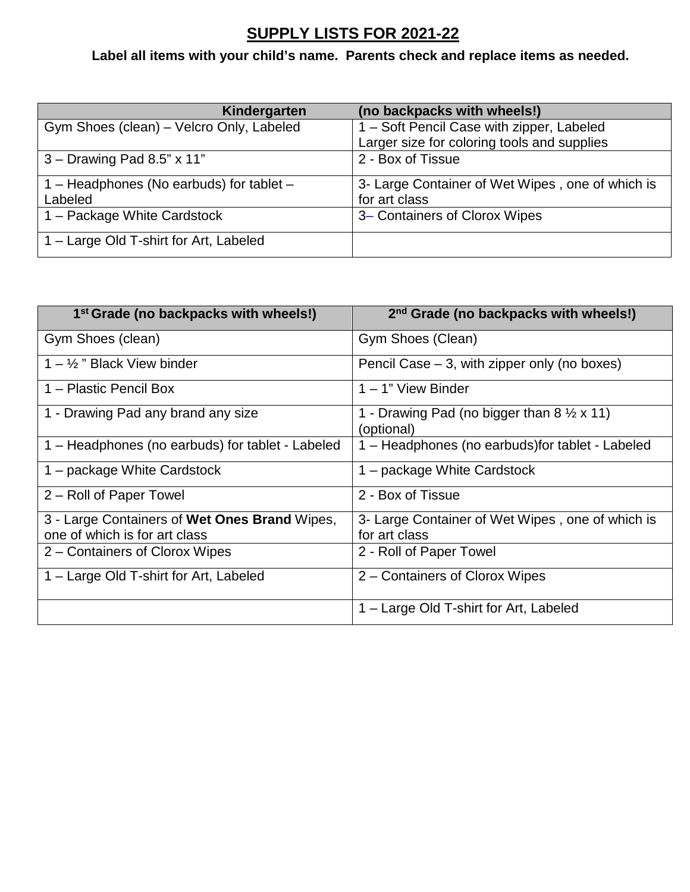# SUPPLY LISTS FOR 2021-22

**Label all items with your child's name. Parents check and replace items as needed.**

| Kindergarten | (no backpacks with wheels!) |
|---|---|
| Gym Shoes (clean) – Velcro Only, Labeled | 1 – Soft Pencil Case with zipper, Labeled Larger size for coloring tools and supplies |
| 3 – Drawing Pad 8.5" x 11" | 2 - Box of Tissue |
| 1 – Headphones (No earbuds) for tablet – Labeled | 3- Large Container of Wet Wipes , one of which is for art class |
| 1 – Package White Cardstock | 3– Containers of Clorox Wipes |
| 1 – Large Old T-shirt for Art, Labeled | |

| 1st Grade (no backpacks with wheels!) | 2nd Grade (no backpacks with wheels!) |
|---|---|
| Gym Shoes (clean) | Gym Shoes (Clean) |
| 1 – ½ " Black View binder | Pencil Case – 3, with zipper only (no boxes) |
| 1 – Plastic Pencil Box | 1 – 1" View Binder |
| 1 - Drawing Pad any brand any size | 1 - Drawing Pad (no bigger than 8 ½ x 11) (optional) |
| 1 – Headphones (no earbuds) for tablet - Labeled | 1 – Headphones (no earbuds)for tablet - Labeled |
| 1 – package White Cardstock | 1 – package White Cardstock |
| 2 – Roll of Paper Towel | 2 - Box of Tissue |
| 3 - Large Containers of **Wet Ones Brand** Wipes, one of which is for art class | 3- Large Container of Wet Wipes , one of which is for art class |
| 2 – Containers of Clorox Wipes | 2 - Roll of Paper Towel |
| 1 – Large Old T-shirt for Art, Labeled | 2 – Containers of Clorox Wipes |
| | 1 – Large Old T-shirt for Art, Labeled |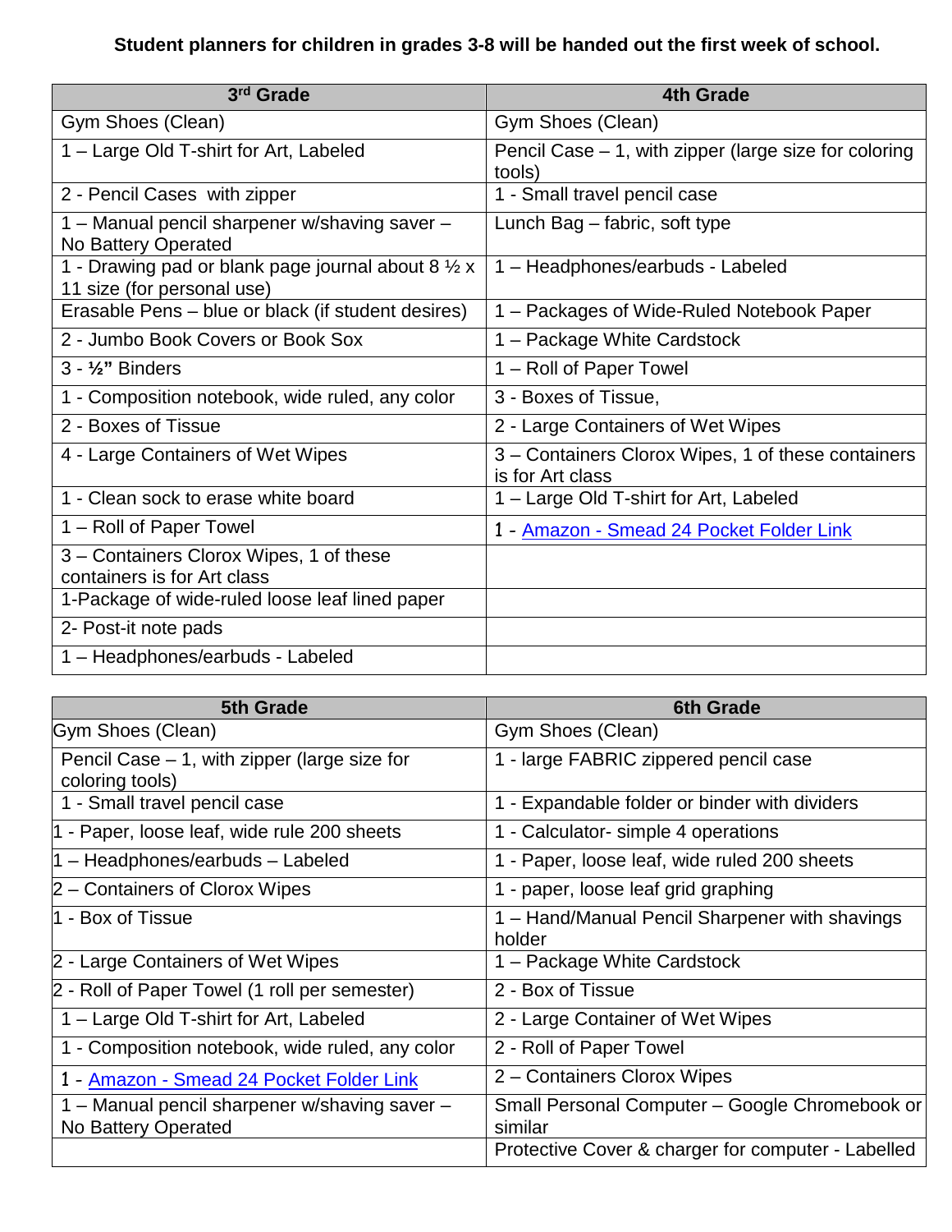**Student planners for children in grades 3-8 will be handed out the first week of school.**

| 3rd Grade | 4th Grade |
|---|---|
| Gym Shoes (Clean) | Gym Shoes (Clean) |
| 1 – Large Old T-shirt for Art, Labeled | Pencil Case – 1, with zipper (large size for coloring tools) |
| 2 - Pencil Cases with zipper | 1 - Small travel pencil case |
| 1 – Manual pencil sharpener w/shaving saver – No Battery Operated | Lunch Bag – fabric, soft type |
| 1 - Drawing pad or blank page journal about 8 ½ x 11 size (for personal use) | 1 – Headphones/earbuds - Labeled |
| Erasable Pens – blue or black (if student desires) | 1 – Packages of Wide-Ruled Notebook Paper |
| 2 - Jumbo Book Covers or Book Sox | 1 – Package White Cardstock |
| 3 - **½"** Binders | 1 – Roll of Paper Towel |
| 1 - Composition notebook, wide ruled, any color | 3 - Boxes of Tissue, |
| 2 - Boxes of Tissue | 2 - Large Containers of Wet Wipes |
| 4 - Large Containers of Wet Wipes | 3 – Containers Clorox Wipes, 1 of these containers is for Art class |
| 1 - Clean sock to erase white board | 1 – Large Old T-shirt for Art, Labeled |
| 1 – Roll of Paper Towel | 1 - Amazon - Smead 24 Pocket Folder Link |
| 3 – Containers Clorox Wipes, 1 of these containers is for Art class | |
| 1-Package of wide-ruled loose leaf lined paper | |
| 2- Post-it note pads | |
| 1 – Headphones/earbuds - Labeled | |

| 5th Grade | 6th Grade |
|---|---|
| Gym Shoes (Clean) | Gym Shoes (Clean) |
| Pencil Case – 1, with zipper (large size for coloring tools) | 1 - large FABRIC zippered pencil case |
| 1 - Small travel pencil case | 1 - Expandable folder or binder with dividers |
| 1 - Paper, loose leaf, wide rule 200 sheets | 1 - Calculator- simple 4 operations |
| 1 – Headphones/earbuds – Labeled | 1 - Paper, loose leaf, wide ruled 200 sheets |
| 2 – Containers of Clorox Wipes | 1 - paper, loose leaf grid graphing |
| 1 - Box of Tissue | 1 – Hand/Manual Pencil Sharpener with shavings holder |
| 2 - Large Containers of Wet Wipes | 1 – Package White Cardstock |
| 2 - Roll of Paper Towel (1 roll per semester) | 2 - Box of Tissue |
| 1 – Large Old T-shirt for Art, Labeled | 2 - Large Container of Wet Wipes |
| 1 - Composition notebook, wide ruled, any color | 2 - Roll of Paper Towel |
| 1 - Amazon - Smead 24 Pocket Folder Link | 2 – Containers Clorox Wipes |
| 1 – Manual pencil sharpener w/shaving saver – No Battery Operated | Small Personal Computer – Google Chromebook or similar |
| | Protective Cover & charger for computer - Labelled |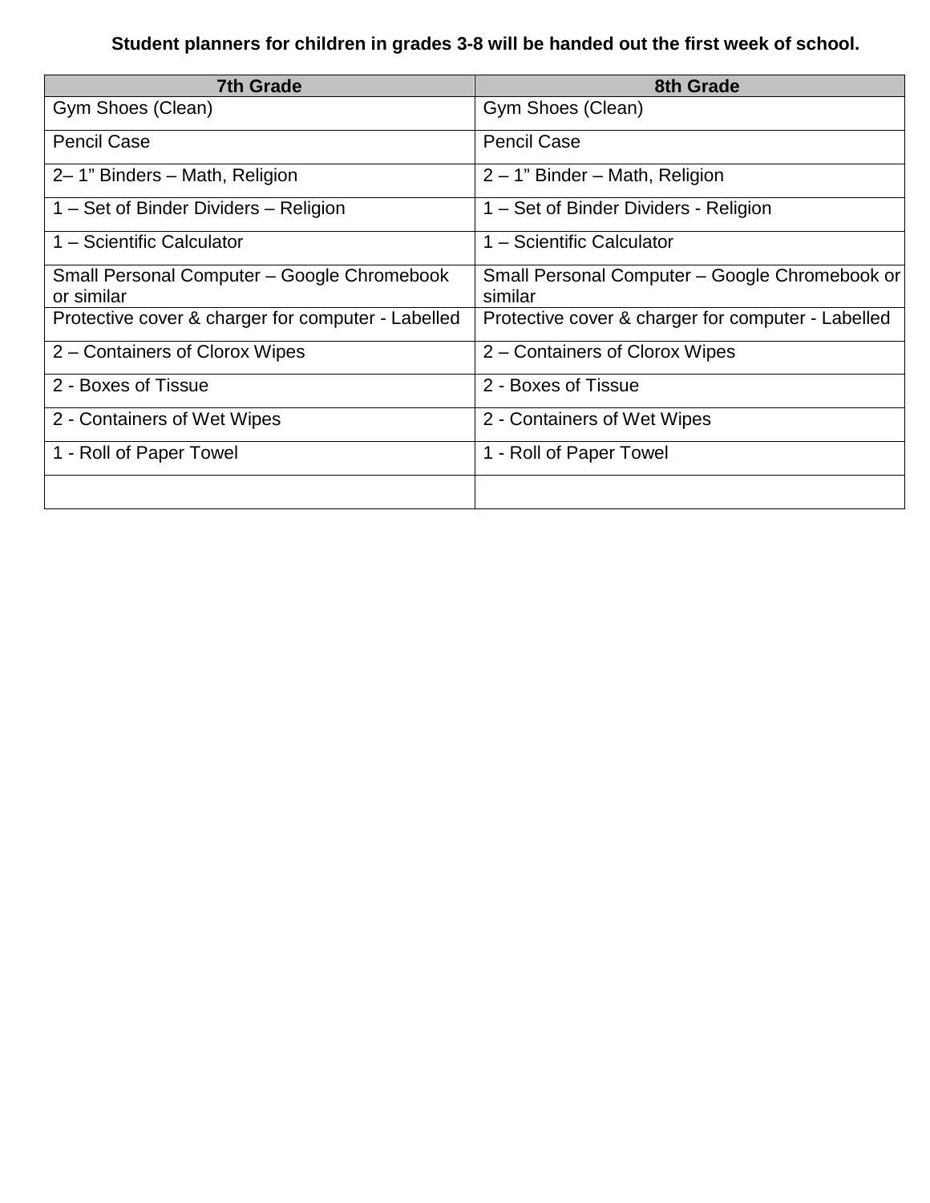**Student planners for children in grades 3-8 will be handed out the first week of school.**

| 7th Grade | 8th Grade |
|---|---|
| Gym Shoes (Clean) | Gym Shoes (Clean) |
| Pencil Case | Pencil Case |
| 2– 1” Binders – Math, Religion | 2 – 1” Binder – Math, Religion |
| 1 – Set of Binder Dividers – Religion | 1 – Set of Binder Dividers - Religion |
| 1 – Scientific Calculator | 1 – Scientific Calculator |
| Small Personal Computer – Google Chromebook or similar | Small Personal Computer – Google Chromebook or similar |
| Protective cover & charger for computer - Labelled | Protective cover & charger for computer - Labelled |
| 2 – Containers of Clorox Wipes | 2 – Containers of Clorox Wipes |
| 2 - Boxes of Tissue | 2 - Boxes of Tissue |
| 2 - Containers of Wet Wipes | 2 - Containers of Wet Wipes |
| 1 - Roll of Paper Towel | 1 - Roll of Paper Towel |
| | |